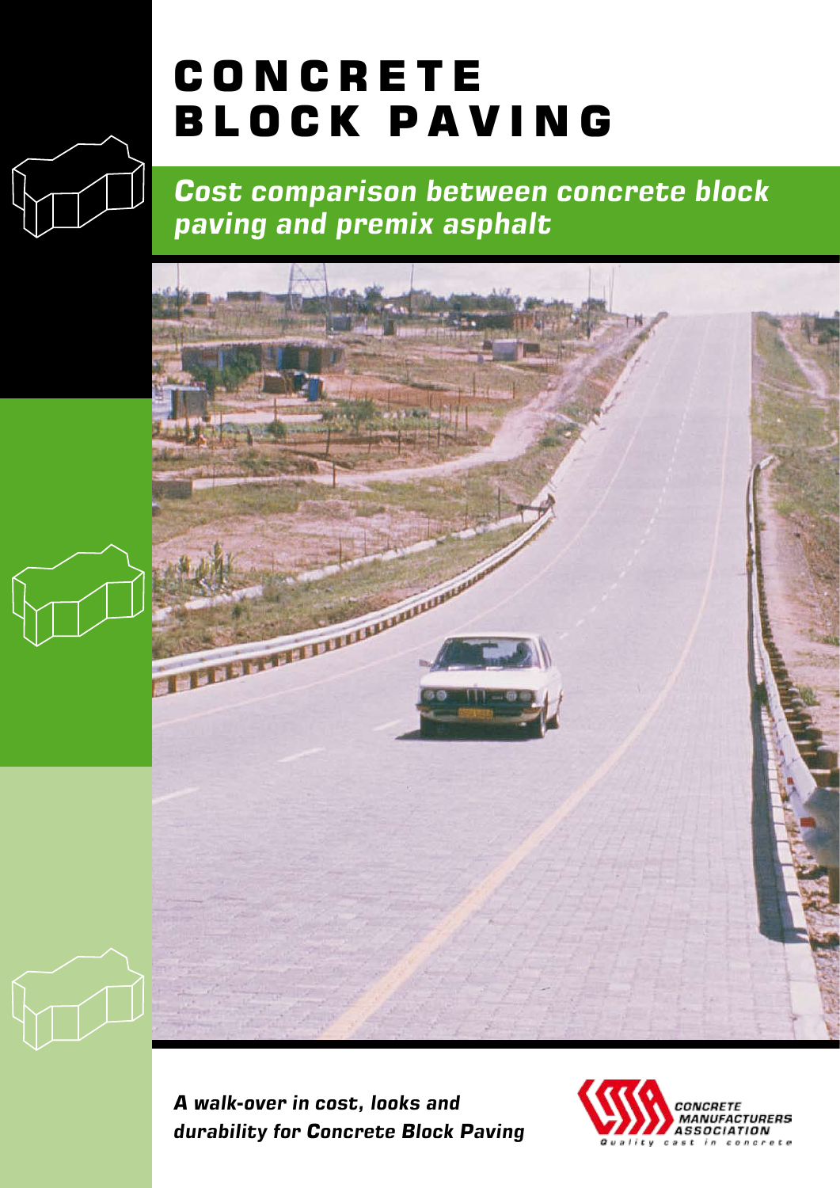# CONCRETE BLOCK PAVING

## *Cost comparison between concrete block paving and premix asphalt*

***A walk-over in cost, looks and durability for Concrete Block Paving***

CONCRETE MANUFACTURERS ASSOCIATION

Quality cast in concrete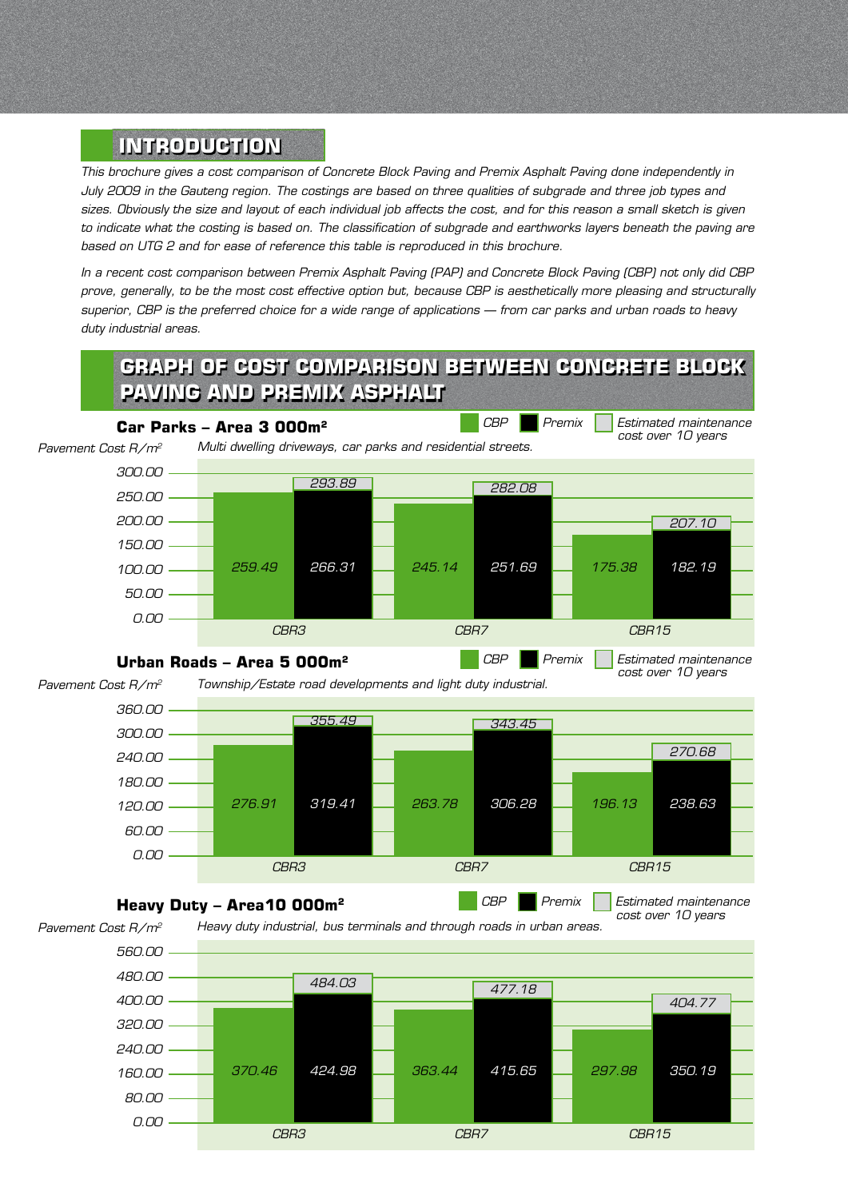## INTRODUCTION

*This brochure gives a cost comparison of Concrete Block Paving and Premix Asphalt Paving done independently in July 2009 in the Gauteng region. The costings are based on three qualities of subgrade and three job types and sizes. Obviously the size and layout of each individual job affects the cost, and for this reason a small sketch is given to indicate what the costing is based on. The classification of subgrade and earthworks layers beneath the paving are based on UTG 2 and for ease of reference this table is reproduced in this brochure.*

*In a recent cost comparison between Premix Asphalt Paving (PAP) and Concrete Block Paving (CBP) not only did CBP prove, generally, to be the most cost effective option but, because CBP is aesthetically more pleasing and structurally superior, CBP is the preferred choice for a wide range of applications — from car parks and urban roads to heavy duty industrial areas.*

## GRAPH OF COST COMPARISON BETWEEN CONCRETE BLOCK PAVING AND PREMIX ASPHALT

### Car Parks – Area 3 000m²

*Multi dwelling driveways, car parks and residential streets.*

Pavement Cost R/m²

| | CBP | Premix | Premix + Estimated maintenance cost over 10 years |
|---|---|---|---|
| CBR3 | 259.49 | 266.31 | 293.89 |
| CBR7 | 245.14 | 251.69 | 282.08 |
| CBR15 | 175.38 | 182.19 | 207.10 |

### Urban Roads – Area 5 000m²

*Township/Estate road developments and light duty industrial.*

Pavement Cost R/m²

| | CBP | Premix | Premix + Estimated maintenance cost over 10 years |
|---|---|---|---|
| CBR3 | 276.91 | 319.41 | 355.49 |
| CBR7 | 263.78 | 306.28 | 343.45 |
| CBR15 | 196.13 | 238.63 | 270.68 |

### Heavy Duty – Area 10 000m²

*Heavy duty industrial, bus terminals and through roads in urban areas.*

Pavement Cost R/m²

| | CBP | Premix | Premix + Estimated maintenance cost over 10 years |
|---|---|---|---|
| CBR3 | 370.46 | 424.98 | 484.03 |
| CBR7 | 363.44 | 415.65 | 477.18 |
| CBR15 | 297.98 | 350.19 | 404.77 |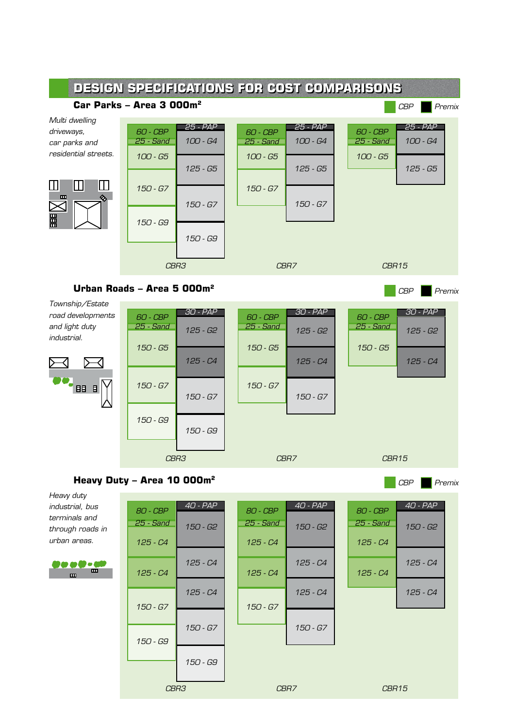# DESIGN SPECIFICATIONS FOR COST COMPARISONS

## Car Parks – Area 3 000m²

Legend: CBP | Premix

*Multi dwelling driveways, car parks and residential streets.*

| Layer | CBR3 CBP | CBR3 Premix | CBR7 CBP | CBR7 Premix | CBR15 CBP | CBR15 Premix |
|---|---|---|---|---|---|---|
| Surface | 60 - CBP / 25 - Sand | 25 - PAP | 60 - CBP / 25 - Sand | 25 - PAP | 60 - CBP / 25 - Sand | 25 - PAP |
| 1 | 100 - G5 | 100 - G4 | 100 - G5 | 100 - G4 | 100 - G5 | 100 - G4 |
| 2 | 150 - G7 | 125 - G5 | 150 - G7 | 125 - G5 | | 125 - G5 |
| 3 | 150 - G9 | 150 - G7 | | 150 - G7 | | |
| 4 | | 150 - G9 | | | | |

## Urban Roads – Area 5 000m²

Legend: CBP | Premix

*Township/Estate road developments and light duty industrial.*

| Layer | CBR3 CBP | CBR3 Premix | CBR7 CBP | CBR7 Premix | CBR15 CBP | CBR15 Premix |
|---|---|---|---|---|---|---|
| Surface | 60 - CBP / 25 - Sand | 30 - PAP | 60 - CBP / 25 - Sand | 30 - PAP | 60 - CBP / 25 - Sand | 30 - PAP |
| 1 | 150 - G5 | 125 - G2 | 150 - G5 | 125 - G2 | 150 - G5 | 125 - G2 |
| 2 | 150 - G7 | 125 - C4 | 150 - G7 | 125 - C4 | | 125 - C4 |
| 3 | 150 - G9 | 150 - G7 | | 150 - G7 | | |
| 4 | | 150 - G9 | | | | |

## Heavy Duty – Area 10 000m²

Legend: CBP | Premix

*Heavy duty industrial, bus terminals and through roads in urban areas.*

| Layer | CBR3 CBP | CBR3 Premix | CBR7 CBP | CBR7 Premix | CBR15 CBP | CBR15 Premix |
|---|---|---|---|---|---|---|
| Surface | 80 - CBP / 25 - Sand | 40 - PAP | 80 - CBP / 25 - Sand | 40 - PAP | 80 - CBP / 25 - Sand | 40 - PAP |
| 1 | 125 - C4 | 150 - G2 | 125 - C4 | 150 - G2 | 125 - C4 | 150 - G2 |
| 2 | 125 - C4 | 125 - C4 | 125 - C4 | 125 - C4 | 125 - C4 | 125 - C4 |
| 3 | 150 - G7 | 125 - C4 | 150 - G7 | 125 - C4 | | 125 - C4 |
| 4 | 150 - G9 | 150 - G7 | | 150 - G7 | | |
| 5 | | 150 - G9 | | | | |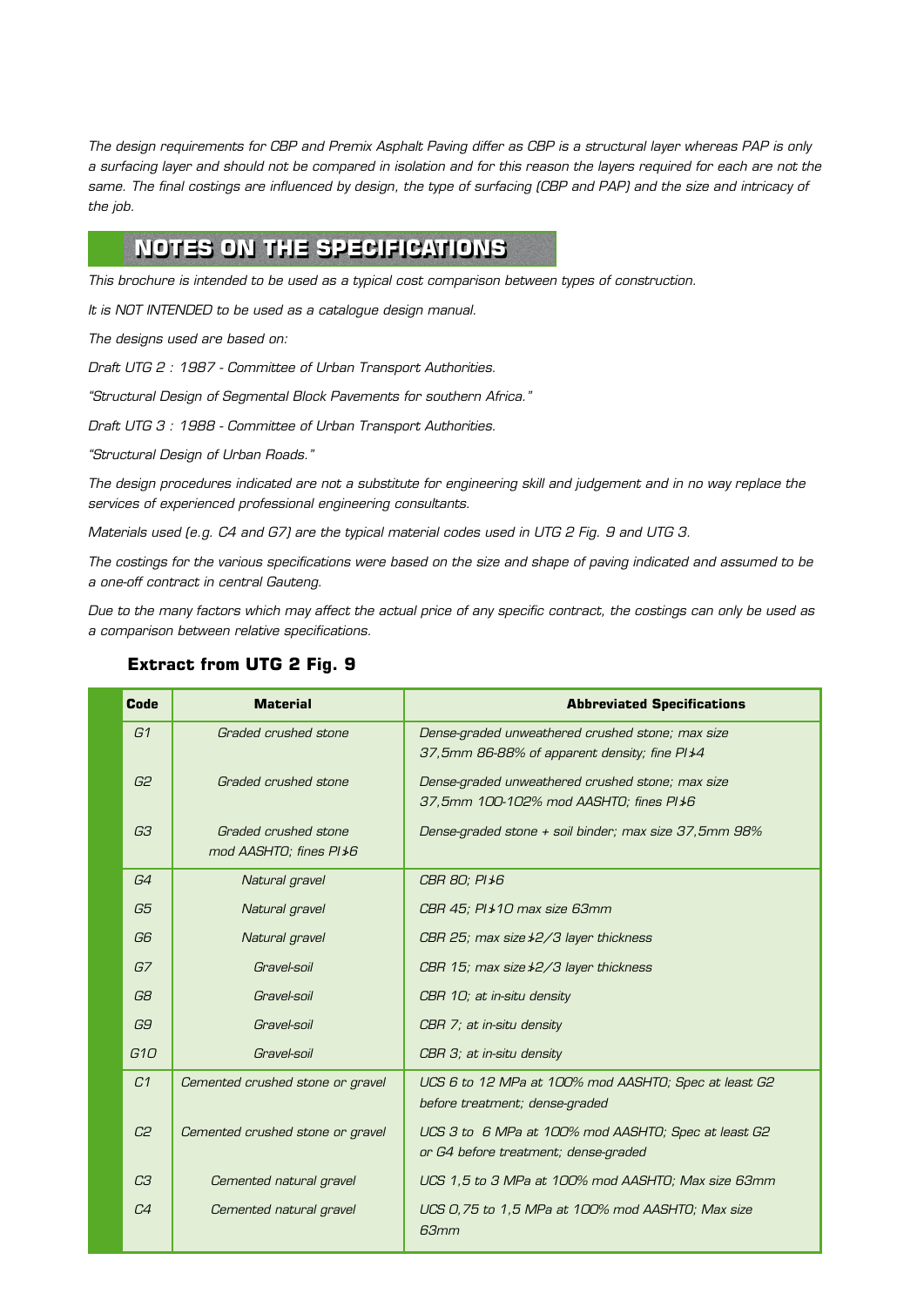*The design requirements for CBP and Premix Asphalt Paving differ as CBP is a structural layer whereas PAP is only a surfacing layer and should not be compared in isolation and for this reason the layers required for each are not the same. The final costings are influenced by design, the type of surfacing (CBP and PAP) and the size and intricacy of the job.*

## NOTES ON THE SPECIFICATIONS

*This brochure is intended to be used as a typical cost comparison between types of construction.*

*It is NOT INTENDED to be used as a catalogue design manual.*

*The designs used are based on:*

*Draft UTG 2 : 1987 - Committee of Urban Transport Authorities.*

*"Structural Design of Segmental Block Pavements for southern Africa."*

*Draft UTG 3 : 1988 - Committee of Urban Transport Authorities.*

*"Structural Design of Urban Roads."*

*The design procedures indicated are not a substitute for engineering skill and judgement and in no way replace the services of experienced professional engineering consultants.*

*Materials used (e.g. C4 and G7) are the typical material codes used in UTG 2 Fig. 9 and UTG 3.*

*The costings for the various specifications were based on the size and shape of paving indicated and assumed to be a one-off contract in central Gauteng.*

*Due to the many factors which may affect the actual price of any specific contract, the costings can only be used as a comparison between relative specifications.*

### Extract from UTG 2 Fig. 9

| Code | Material | Abbreviated Specifications |
|---|---|---|
| G1 | Graded crushed stone | Dense-graded unweathered crushed stone; max size 37,5mm 86-88% of apparent density; fine PI≯4 |
| G2 | Graded crushed stone | Dense-graded unweathered crushed stone; max size 37,5mm 100-102% mod AASHTO; fines PI≯6 |
| G3 | Graded crushed stone mod AASHTO; fines PI≯6 | Dense-graded stone + soil binder; max size 37,5mm 98% |
| G4 | Natural gravel | CBR 80; PI≯6 |
| G5 | Natural gravel | CBR 45; PI≯10 max size 63mm |
| G6 | Natural gravel | CBR 25; max size ≯2/3 layer thickness |
| G7 | Gravel-soil | CBR 15; max size ≯2/3 layer thickness |
| G8 | Gravel-soil | CBR 10; at in-situ density |
| G9 | Gravel-soil | CBR 7; at in-situ density |
| G10 | Gravel-soil | CBR 3; at in-situ density |
| C1 | Cemented crushed stone or gravel | UCS 6 to 12 MPa at 100% mod AASHTO; Spec at least G2 before treatment; dense-graded |
| C2 | Cemented crushed stone or gravel | UCS 3 to 6 MPa at 100% mod AASHTO; Spec at least G2 or G4 before treatment; dense-graded |
| C3 | Cemented natural gravel | UCS 1,5 to 3 MPa at 100% mod AASHTO; Max size 63mm |
| C4 | Cemented natural gravel | UCS 0,75 to 1,5 MPa at 100% mod AASHTO; Max size 63mm |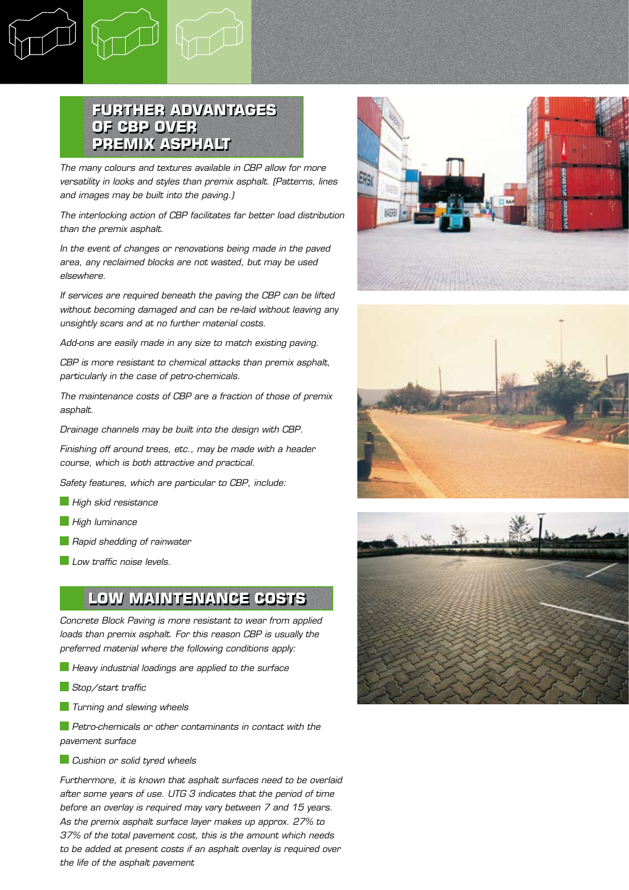## FURTHER ADVANTAGES OF CBP OVER PREMIX ASPHALT

*The many colours and textures available in CBP allow for more versatility in looks and styles than premix asphalt. (Patterns, lines and images may be built into the paving.)*

*The interlocking action of CBP facilitates far better load distribution than the premix asphalt.*

*In the event of changes or renovations being made in the paved area, any reclaimed blocks are not wasted, but may be used elsewhere.*

*If services are required beneath the paving the CBP can be lifted without becoming damaged and can be re-laid without leaving any unsightly scars and at no further material costs.*

*Add-ons are easily made in any size to match existing paving.*

*CBP is more resistant to chemical attacks than premix asphalt, particularly in the case of petro-chemicals.*

*The maintenance costs of CBP are a fraction of those of premix asphalt.*

*Drainage channels may be built into the design with CBP.*

*Finishing off around trees, etc., may be made with a header course, which is both attractive and practical.*

*Safety features, which are particular to CBP, include:*

- *High skid resistance*
- *High luminance*
- *Rapid shedding of rainwater*
- *Low traffic noise levels.*

## LOW MAINTENANCE COSTS

*Concrete Block Paving is more resistant to wear from applied loads than premix asphalt. For this reason CBP is usually the preferred material where the following conditions apply:*

- *Heavy industrial loadings are applied to the surface*
- *Stop/start traffic*
- *Turning and slewing wheels*
- *Petro-chemicals or other contaminants in contact with the pavement surface*
- *Cushion or solid tyred wheels*

*Furthermore, it is known that asphalt surfaces need to be overlaid after some years of use. UTG 3 indicates that the period of time before an overlay is required may vary between 7 and 15 years. As the premix asphalt surface layer makes up approx. 27% to 37% of the total pavement cost, this is the amount which needs to be added at present costs if an asphalt overlay is required over the life of the asphalt pavement*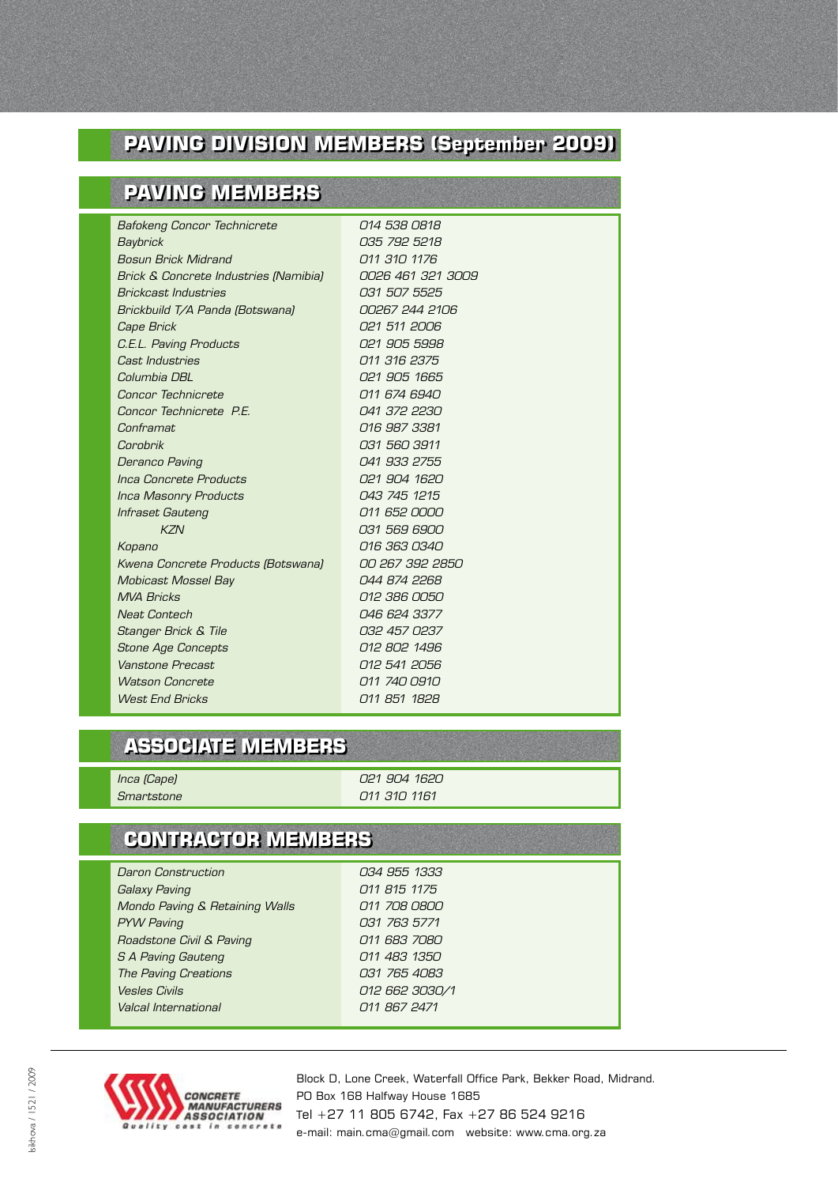# PAVING DIVISION MEMBERS (September 2009)

## PAVING MEMBERS

| | |
|---|---|
| *Bafokeng Concor Technicrete* | *014 538 0818* |
| *Baybrick* | *035 792 5218* |
| *Bosun Brick Midrand* | *011 310 1176* |
| *Brick & Concrete Industries (Namibia)* | *0026 461 321 3009* |
| *Brickcast Industries* | *031 507 5525* |
| *Brickbuild T/A Panda (Botswana)* | *00267 244 2106* |
| *Cape Brick* | *021 511 2006* |
| *C.E.L. Paving Products* | *021 905 5998* |
| *Cast Industries* | *011 316 2375* |
| *Columbia DBL* | *021 905 1665* |
| *Concor Technicrete* | *011 674 6940* |
| *Concor Technicrete P.E.* | *041 372 2230* |
| *Conframat* | *016 987 3381* |
| *Corobrik* | *031 560 3911* |
| *Deranco Paving* | *041 933 2755* |
| *Inca Concrete Products* | *021 904 1620* |
| *Inca Masonry Products* | *043 745 1215* |
| *Infraset Gauteng* | *011 652 0000* |
| *KZN* | *031 569 6900* |
| *Kopano* | *016 363 0340* |
| *Kwena Concrete Products (Botswana)* | *00 267 392 2850* |
| *Mobicast Mossel Bay* | *044 874 2268* |
| *MVA Bricks* | *012 386 0050* |
| *Neat Contech* | *046 624 3377* |
| *Stanger Brick & Tile* | *032 457 0237* |
| *Stone Age Concepts* | *012 802 1496* |
| *Vanstone Precast* | *012 541 2056* |
| *Watson Concrete* | *011 740 0910* |
| *West End Bricks* | *011 851 1828* |

## ASSOCIATE MEMBERS

| | |
|---|---|
| *Inca (Cape)* | *021 904 1620* |
| *Smartstone* | *011 310 1161* |

## CONTRACTOR MEMBERS

| | |
|---|---|
| *Daron Construction* | *034 955 1333* |
| *Galaxy Paving* | *011 815 1175* |
| *Mondo Paving & Retaining Walls* | *011 708 0800* |
| *PYW Paving* | *031 763 5771* |
| *Roadstone Civil & Paving* | *011 683 7080* |
| *S A Paving Gauteng* | *011 483 1350* |
| *The Paving Creations* | *031 765 4083* |
| *Vesles Civils* | *012 662 3030/1* |
| *Valcal International* | *011 867 2471* |

CONCRETE MANUFACTURERS ASSOCIATION
Quality cast in concrete

Block D, Lone Creek, Waterfall Office Park, Bekker Road, Midrand.
PO Box 168 Halfway House 1685
Tel +27 11 805 6742, Fax +27 86 524 9216
e-mail: main.cma@gmail.com website: www.cma.org.za

Isikhova / 1521 / 2009